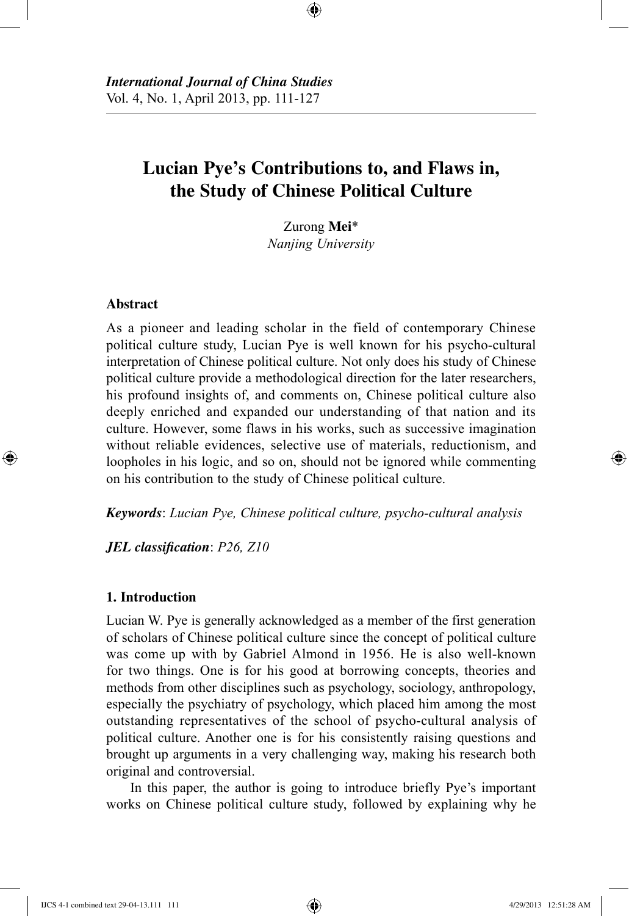*International Journal of China Studies*
Vol. 4, No. 1, April 2013, pp. 111-127

# Lucian Pye's Contributions to, and Flaws in, the Study of Chinese Political Culture

Zurong **Mei***
*Nanjing University*

### Abstract

As a pioneer and leading scholar in the field of contemporary Chinese political culture study, Lucian Pye is well known for his psycho-cultural interpretation of Chinese political culture. Not only does his study of Chinese political culture provide a methodological direction for the later researchers, his profound insights of, and comments on, Chinese political culture also deeply enriched and expanded our understanding of that nation and its culture. However, some flaws in his works, such as successive imagination without reliable evidences, selective use of materials, reductionism, and loopholes in his logic, and so on, should not be ignored while commenting on his contribution to the study of Chinese political culture.

***Keywords***: *Lucian Pye, Chinese political culture, psycho-cultural analysis*

***JEL classification***: *P26, Z10*

### 1. Introduction

Lucian W. Pye is generally acknowledged as a member of the first generation of scholars of Chinese political culture since the concept of political culture was come up with by Gabriel Almond in 1956. He is also well-known for two things. One is for his good at borrowing concepts, theories and methods from other disciplines such as psychology, sociology, anthropology, especially the psychiatry of psychology, which placed him among the most outstanding representatives of the school of psycho-cultural analysis of political culture. Another one is for his consistently raising questions and brought up arguments in a very challenging way, making his research both original and controversial.

In this paper, the author is going to introduce briefly Pye's important works on Chinese political culture study, followed by explaining why he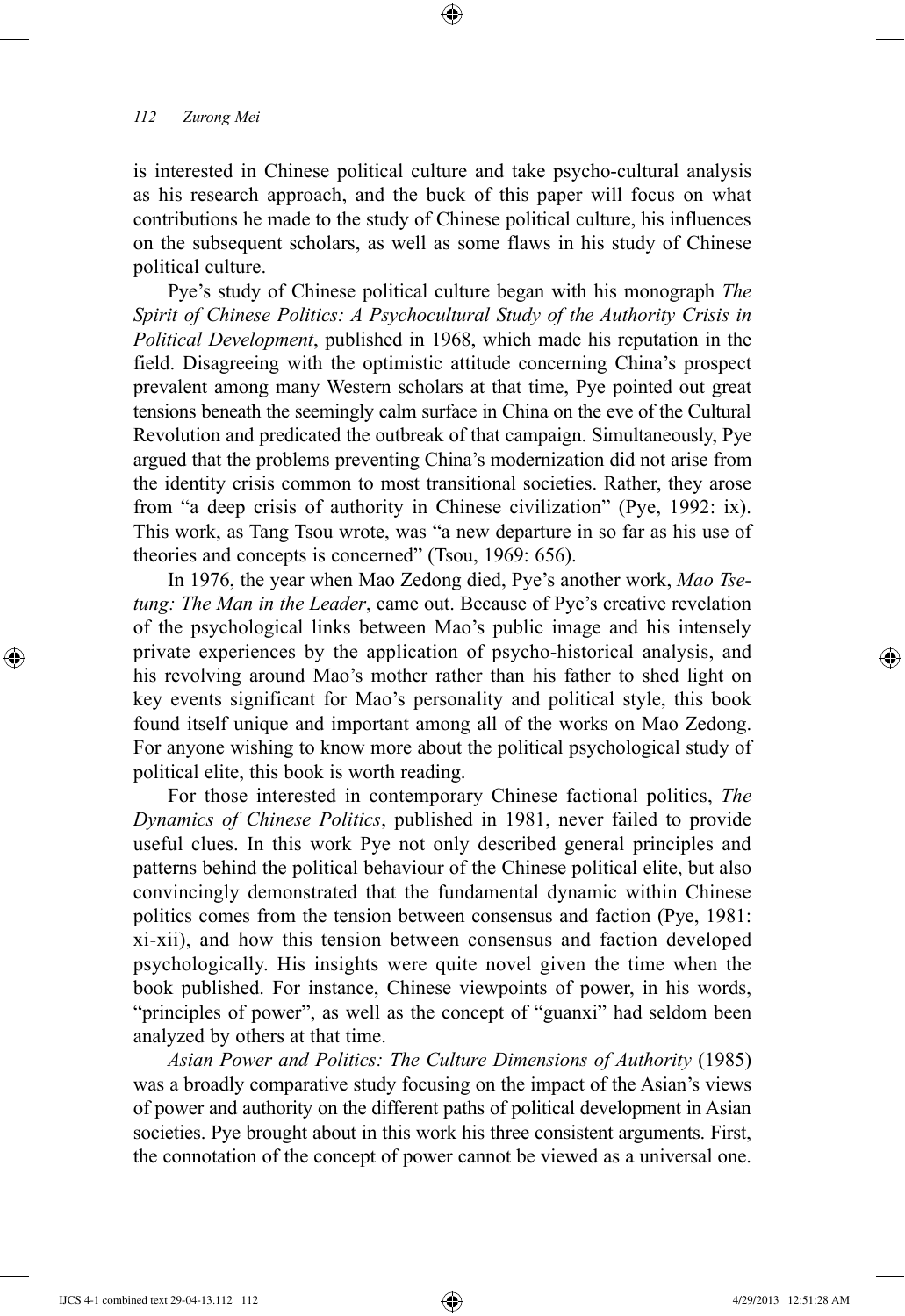is interested in Chinese political culture and take psycho-cultural analysis as his research approach, and the buck of this paper will focus on what contributions he made to the study of Chinese political culture, his influences on the subsequent scholars, as well as some flaws in his study of Chinese political culture.

Pye's study of Chinese political culture began with his monograph *The Spirit of Chinese Politics: A Psychocultural Study of the Authority Crisis in Political Development*, published in 1968, which made his reputation in the field. Disagreeing with the optimistic attitude concerning China's prospect prevalent among many Western scholars at that time, Pye pointed out great tensions beneath the seemingly calm surface in China on the eve of the Cultural Revolution and predicated the outbreak of that campaign. Simultaneously, Pye argued that the problems preventing China's modernization did not arise from the identity crisis common to most transitional societies. Rather, they arose from "a deep crisis of authority in Chinese civilization" (Pye, 1992: ix). This work, as Tang Tsou wrote, was "a new departure in so far as his use of theories and concepts is concerned" (Tsou, 1969: 656).

In 1976, the year when Mao Zedong died, Pye's another work, *Mao Tse-tung: The Man in the Leader*, came out. Because of Pye's creative revelation of the psychological links between Mao's public image and his intensely private experiences by the application of psycho-historical analysis, and his revolving around Mao's mother rather than his father to shed light on key events significant for Mao's personality and political style, this book found itself unique and important among all of the works on Mao Zedong. For anyone wishing to know more about the political psychological study of political elite, this book is worth reading.

For those interested in contemporary Chinese factional politics, *The Dynamics of Chinese Politics*, published in 1981, never failed to provide useful clues. In this work Pye not only described general principles and patterns behind the political behaviour of the Chinese political elite, but also convincingly demonstrated that the fundamental dynamic within Chinese politics comes from the tension between consensus and faction (Pye, 1981: xi-xii), and how this tension between consensus and faction developed psychologically. His insights were quite novel given the time when the book published. For instance, Chinese viewpoints of power, in his words, "principles of power", as well as the concept of "guanxi" had seldom been analyzed by others at that time.

*Asian Power and Politics: The Culture Dimensions of Authority* (1985) was a broadly comparative study focusing on the impact of the Asian's views of power and authority on the different paths of political development in Asian societies. Pye brought about in this work his three consistent arguments. First, the connotation of the concept of power cannot be viewed as a universal one.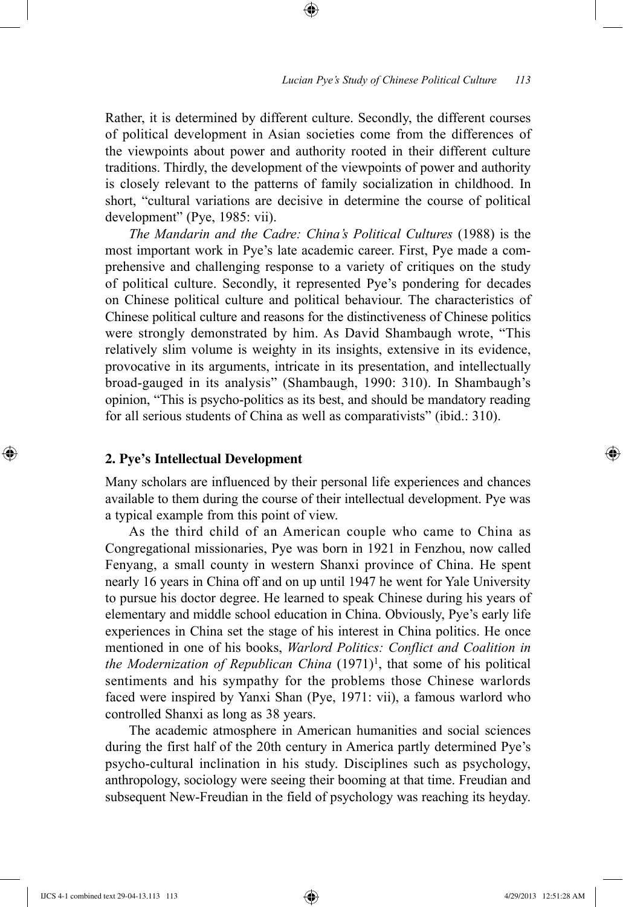Rather, it is determined by different culture. Secondly, the different courses of political development in Asian societies come from the differences of the viewpoints about power and authority rooted in their different culture traditions. Thirdly, the development of the viewpoints of power and authority is closely relevant to the patterns of family socialization in childhood. In short, "cultural variations are decisive in determine the course of political development" (Pye, 1985: vii).

*The Mandarin and the Cadre: China's Political Cultures* (1988) is the most important work in Pye's late academic career. First, Pye made a comprehensive and challenging response to a variety of critiques on the study of political culture. Secondly, it represented Pye's pondering for decades on Chinese political culture and political behaviour. The characteristics of Chinese political culture and reasons for the distinctiveness of Chinese politics were strongly demonstrated by him. As David Shambaugh wrote, "This relatively slim volume is weighty in its insights, extensive in its evidence, provocative in its arguments, intricate in its presentation, and intellectually broad-gauged in its analysis" (Shambaugh, 1990: 310). In Shambaugh's opinion, "This is psycho-politics as its best, and should be mandatory reading for all serious students of China as well as comparativists" (ibid.: 310).

## 2. Pye's Intellectual Development

Many scholars are influenced by their personal life experiences and chances available to them during the course of their intellectual development. Pye was a typical example from this point of view.

As the third child of an American couple who came to China as Congregational missionaries, Pye was born in 1921 in Fenzhou, now called Fenyang, a small county in western Shanxi province of China. He spent nearly 16 years in China off and on up until 1947 he went for Yale University to pursue his doctor degree. He learned to speak Chinese during his years of elementary and middle school education in China. Obviously, Pye's early life experiences in China set the stage of his interest in China politics. He once mentioned in one of his books, *Warlord Politics: Conflict and Coalition in the Modernization of Republican China* (1971)[1], that some of his political sentiments and his sympathy for the problems those Chinese warlords faced were inspired by Yanxi Shan (Pye, 1971: vii), a famous warlord who controlled Shanxi as long as 38 years.

The academic atmosphere in American humanities and social sciences during the first half of the 20th century in America partly determined Pye's psycho-cultural inclination in his study. Disciplines such as psychology, anthropology, sociology were seeing their booming at that time. Freudian and subsequent New-Freudian in the field of psychology was reaching its heyday.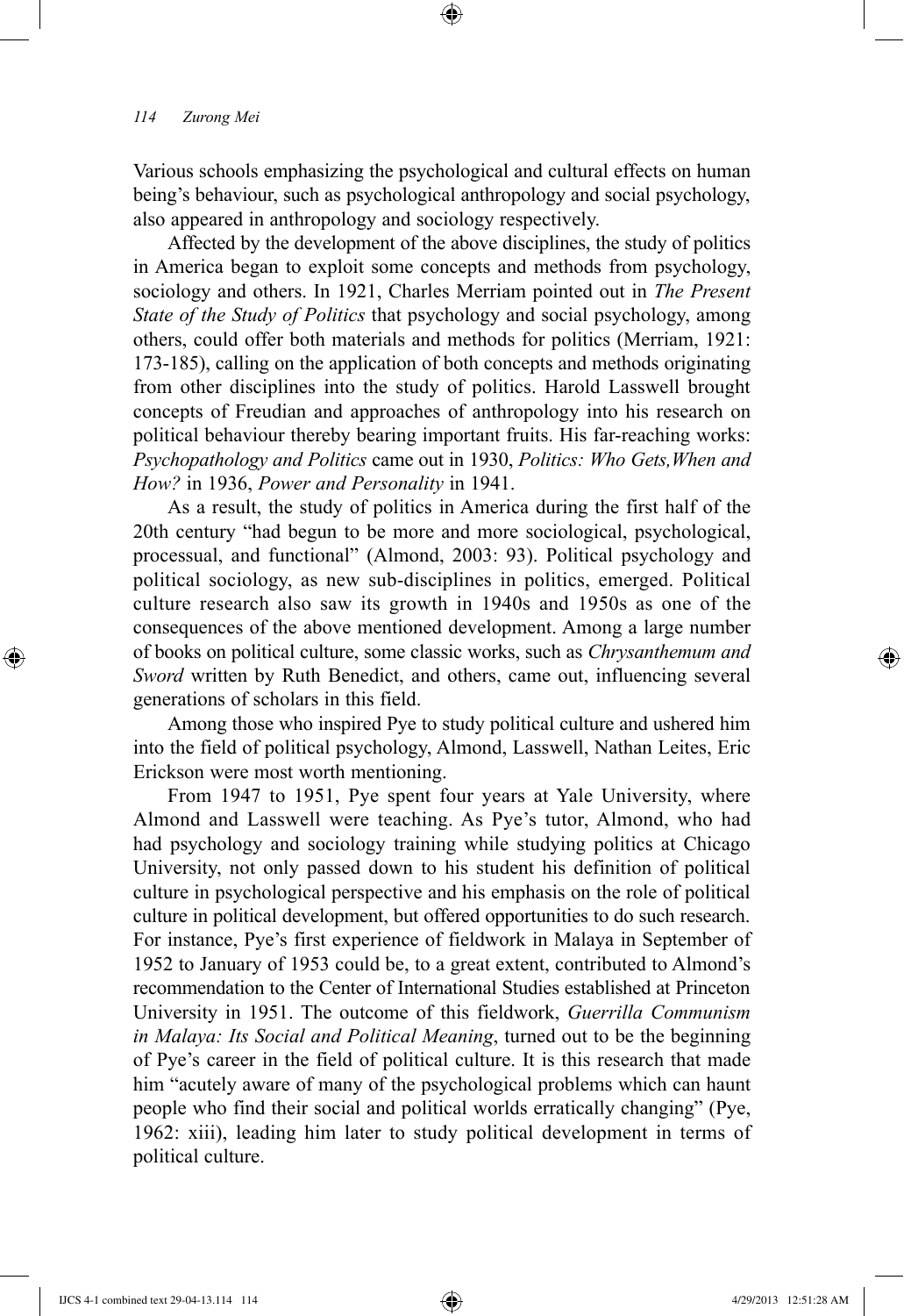Various schools emphasizing the psychological and cultural effects on human being's behaviour, such as psychological anthropology and social psychology, also appeared in anthropology and sociology respectively.

Affected by the development of the above disciplines, the study of politics in America began to exploit some concepts and methods from psychology, sociology and others. In 1921, Charles Merriam pointed out in *The Present State of the Study of Politics* that psychology and social psychology, among others, could offer both materials and methods for politics (Merriam, 1921: 173-185), calling on the application of both concepts and methods originating from other disciplines into the study of politics. Harold Lasswell brought concepts of Freudian and approaches of anthropology into his research on political behaviour thereby bearing important fruits. His far-reaching works: *Psychopathology and Politics* came out in 1930, *Politics: Who Gets,When and How?* in 1936, *Power and Personality* in 1941.

As a result, the study of politics in America during the first half of the 20th century "had begun to be more and more sociological, psychological, processual, and functional" (Almond, 2003: 93). Political psychology and political sociology, as new sub-disciplines in politics, emerged. Political culture research also saw its growth in 1940s and 1950s as one of the consequences of the above mentioned development. Among a large number of books on political culture, some classic works, such as *Chrysanthemum and Sword* written by Ruth Benedict, and others, came out, influencing several generations of scholars in this field.

Among those who inspired Pye to study political culture and ushered him into the field of political psychology, Almond, Lasswell, Nathan Leites, Eric Erickson were most worth mentioning.

From 1947 to 1951, Pye spent four years at Yale University, where Almond and Lasswell were teaching. As Pye's tutor, Almond, who had had psychology and sociology training while studying politics at Chicago University, not only passed down to his student his definition of political culture in psychological perspective and his emphasis on the role of political culture in political development, but offered opportunities to do such research. For instance, Pye's first experience of fieldwork in Malaya in September of 1952 to January of 1953 could be, to a great extent, contributed to Almond's recommendation to the Center of International Studies established at Princeton University in 1951. The outcome of this fieldwork, *Guerrilla Communism in Malaya: Its Social and Political Meaning*, turned out to be the beginning of Pye's career in the field of political culture. It is this research that made him "acutely aware of many of the psychological problems which can haunt people who find their social and political worlds erratically changing" (Pye, 1962: xiii), leading him later to study political development in terms of political culture.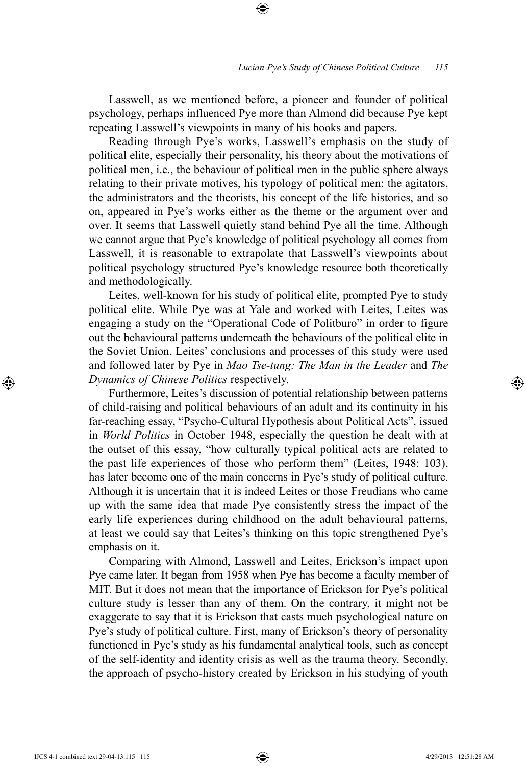Lasswell, as we mentioned before, a pioneer and founder of political psychology, perhaps influenced Pye more than Almond did because Pye kept repeating Lasswell's viewpoints in many of his books and papers.

Reading through Pye's works, Lasswell's emphasis on the study of political elite, especially their personality, his theory about the motivations of political men, i.e., the behaviour of political men in the public sphere always relating to their private motives, his typology of political men: the agitators, the administrators and the theorists, his concept of the life histories, and so on, appeared in Pye's works either as the theme or the argument over and over. It seems that Lasswell quietly stand behind Pye all the time. Although we cannot argue that Pye's knowledge of political psychology all comes from Lasswell, it is reasonable to extrapolate that Lasswell's viewpoints about political psychology structured Pye's knowledge resource both theoretically and methodologically.

Leites, well-known for his study of political elite, prompted Pye to study political elite. While Pye was at Yale and worked with Leites, Leites was engaging a study on the "Operational Code of Politburo" in order to figure out the behavioural patterns underneath the behaviours of the political elite in the Soviet Union. Leites' conclusions and processes of this study were used and followed later by Pye in *Mao Tse-tung: The Man in the Leader* and *The Dynamics of Chinese Politics* respectively.

Furthermore, Leites's discussion of potential relationship between patterns of child-raising and political behaviours of an adult and its continuity in his far-reaching essay, "Psycho-Cultural Hypothesis about Political Acts", issued in *World Politics* in October 1948, especially the question he dealt with at the outset of this essay, "how culturally typical political acts are related to the past life experiences of those who perform them" (Leites, 1948: 103), has later become one of the main concerns in Pye's study of political culture. Although it is uncertain that it is indeed Leites or those Freudians who came up with the same idea that made Pye consistently stress the impact of the early life experiences during childhood on the adult behavioural patterns, at least we could say that Leites's thinking on this topic strengthened Pye's emphasis on it.

Comparing with Almond, Lasswell and Leites, Erickson's impact upon Pye came later. It began from 1958 when Pye has become a faculty member of MIT. But it does not mean that the importance of Erickson for Pye's political culture study is lesser than any of them. On the contrary, it might not be exaggerate to say that it is Erickson that casts much psychological nature on Pye's study of political culture. First, many of Erickson's theory of personality functioned in Pye's study as his fundamental analytical tools, such as concept of the self-identity and identity crisis as well as the trauma theory. Secondly, the approach of psycho-history created by Erickson in his studying of youth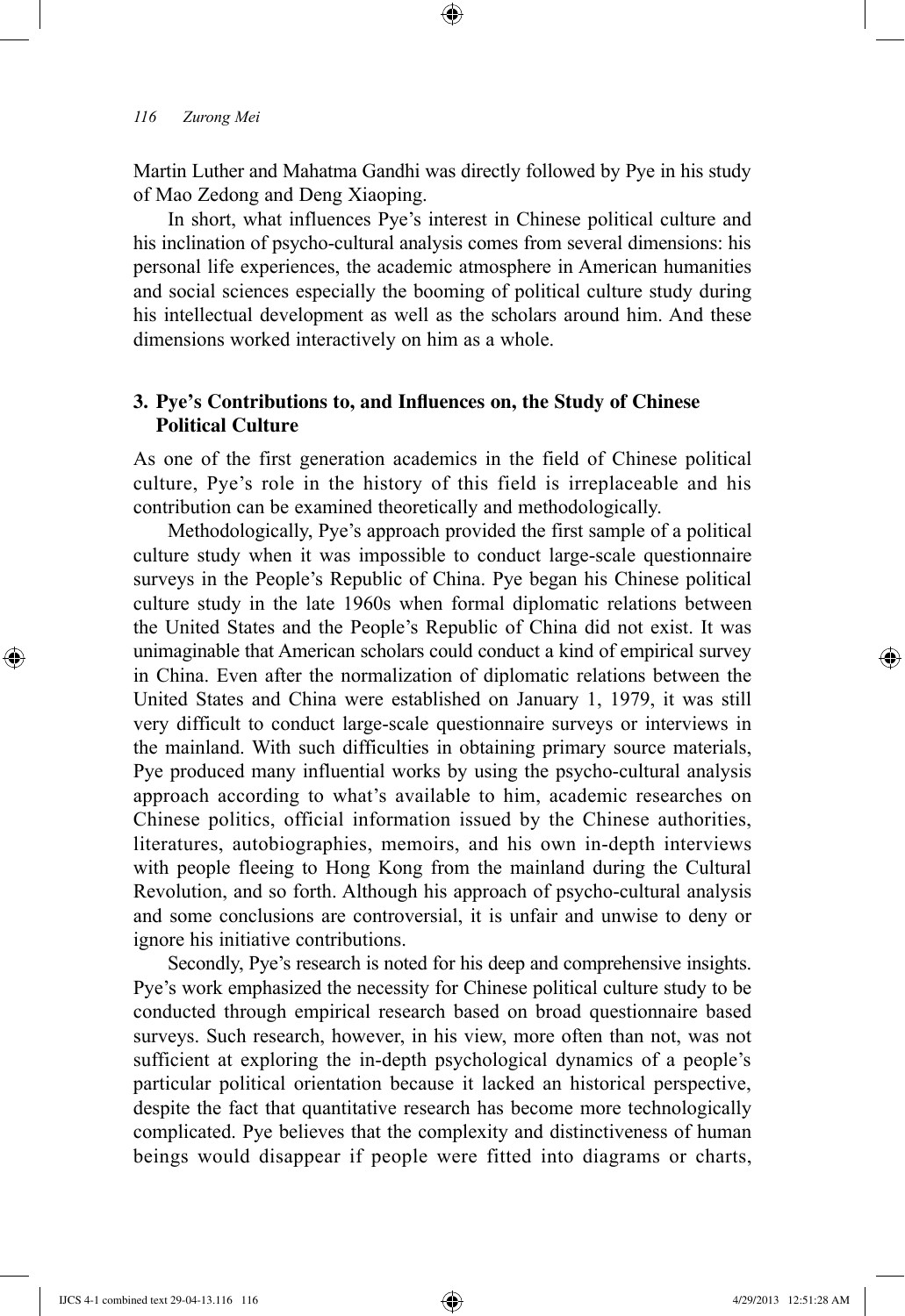Martin Luther and Mahatma Gandhi was directly followed by Pye in his study of Mao Zedong and Deng Xiaoping.

In short, what influences Pye's interest in Chinese political culture and his inclination of psycho-cultural analysis comes from several dimensions: his personal life experiences, the academic atmosphere in American humanities and social sciences especially the booming of political culture study during his intellectual development as well as the scholars around him. And these dimensions worked interactively on him as a whole.

## 3. Pye's Contributions to, and Influences on, the Study of Chinese Political Culture

As one of the first generation academics in the field of Chinese political culture, Pye's role in the history of this field is irreplaceable and his contribution can be examined theoretically and methodologically.

Methodologically, Pye's approach provided the first sample of a political culture study when it was impossible to conduct large-scale questionnaire surveys in the People's Republic of China. Pye began his Chinese political culture study in the late 1960s when formal diplomatic relations between the United States and the People's Republic of China did not exist. It was unimaginable that American scholars could conduct a kind of empirical survey in China. Even after the normalization of diplomatic relations between the United States and China were established on January 1, 1979, it was still very difficult to conduct large-scale questionnaire surveys or interviews in the mainland. With such difficulties in obtaining primary source materials, Pye produced many influential works by using the psycho-cultural analysis approach according to what's available to him, academic researches on Chinese politics, official information issued by the Chinese authorities, literatures, autobiographies, memoirs, and his own in-depth interviews with people fleeing to Hong Kong from the mainland during the Cultural Revolution, and so forth. Although his approach of psycho-cultural analysis and some conclusions are controversial, it is unfair and unwise to deny or ignore his initiative contributions.

Secondly, Pye's research is noted for his deep and comprehensive insights. Pye's work emphasized the necessity for Chinese political culture study to be conducted through empirical research based on broad questionnaire based surveys. Such research, however, in his view, more often than not, was not sufficient at exploring the in-depth psychological dynamics of a people's particular political orientation because it lacked an historical perspective, despite the fact that quantitative research has become more technologically complicated. Pye believes that the complexity and distinctiveness of human beings would disappear if people were fitted into diagrams or charts,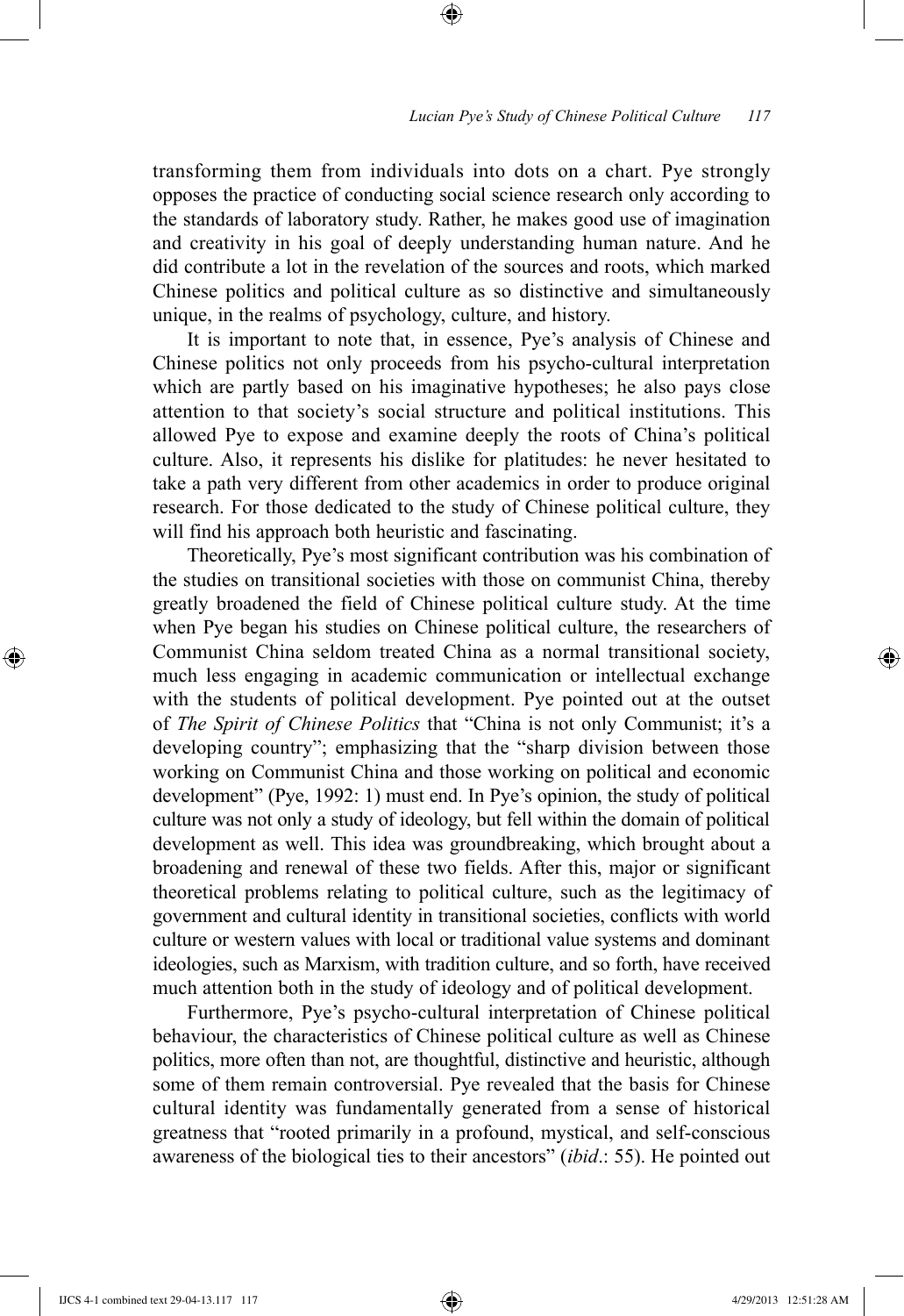transforming them from individuals into dots on a chart. Pye strongly opposes the practice of conducting social science research only according to the standards of laboratory study. Rather, he makes good use of imagination and creativity in his goal of deeply understanding human nature. And he did contribute a lot in the revelation of the sources and roots, which marked Chinese politics and political culture as so distinctive and simultaneously unique, in the realms of psychology, culture, and history.

It is important to note that, in essence, Pye's analysis of Chinese and Chinese politics not only proceeds from his psycho-cultural interpretation which are partly based on his imaginative hypotheses; he also pays close attention to that society's social structure and political institutions. This allowed Pye to expose and examine deeply the roots of China's political culture. Also, it represents his dislike for platitudes: he never hesitated to take a path very different from other academics in order to produce original research. For those dedicated to the study of Chinese political culture, they will find his approach both heuristic and fascinating.

Theoretically, Pye's most significant contribution was his combination of the studies on transitional societies with those on communist China, thereby greatly broadened the field of Chinese political culture study. At the time when Pye began his studies on Chinese political culture, the researchers of Communist China seldom treated China as a normal transitional society, much less engaging in academic communication or intellectual exchange with the students of political development. Pye pointed out at the outset of *The Spirit of Chinese Politics* that "China is not only Communist; it's a developing country"; emphasizing that the "sharp division between those working on Communist China and those working on political and economic development" (Pye, 1992: 1) must end. In Pye's opinion, the study of political culture was not only a study of ideology, but fell within the domain of political development as well. This idea was groundbreaking, which brought about a broadening and renewal of these two fields. After this, major or significant theoretical problems relating to political culture, such as the legitimacy of government and cultural identity in transitional societies, conflicts with world culture or western values with local or traditional value systems and dominant ideologies, such as Marxism, with tradition culture, and so forth, have received much attention both in the study of ideology and of political development.

Furthermore, Pye's psycho-cultural interpretation of Chinese political behaviour, the characteristics of Chinese political culture as well as Chinese politics, more often than not, are thoughtful, distinctive and heuristic, although some of them remain controversial. Pye revealed that the basis for Chinese cultural identity was fundamentally generated from a sense of historical greatness that "rooted primarily in a profound, mystical, and self-conscious awareness of the biological ties to their ancestors" (*ibid*.: 55). He pointed out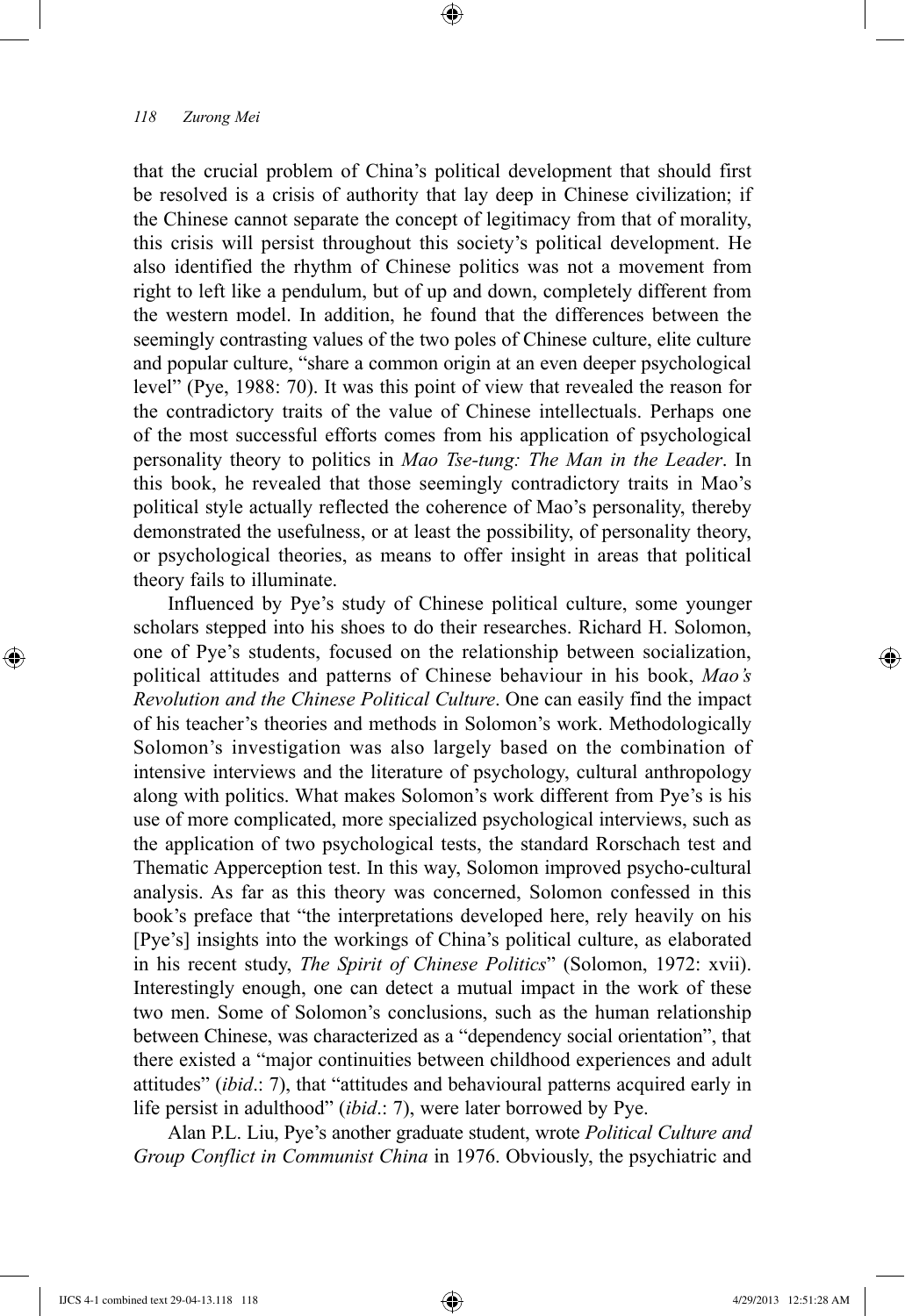that the crucial problem of China's political development that should first be resolved is a crisis of authority that lay deep in Chinese civilization; if the Chinese cannot separate the concept of legitimacy from that of morality, this crisis will persist throughout this society's political development. He also identified the rhythm of Chinese politics was not a movement from right to left like a pendulum, but of up and down, completely different from the western model. In addition, he found that the differences between the seemingly contrasting values of the two poles of Chinese culture, elite culture and popular culture, "share a common origin at an even deeper psychological level" (Pye, 1988: 70). It was this point of view that revealed the reason for the contradictory traits of the value of Chinese intellectuals. Perhaps one of the most successful efforts comes from his application of psychological personality theory to politics in *Mao Tse-tung: The Man in the Leader*. In this book, he revealed that those seemingly contradictory traits in Mao's political style actually reflected the coherence of Mao's personality, thereby demonstrated the usefulness, or at least the possibility, of personality theory, or psychological theories, as means to offer insight in areas that political theory fails to illuminate.

Influenced by Pye's study of Chinese political culture, some younger scholars stepped into his shoes to do their researches. Richard H. Solomon, one of Pye's students, focused on the relationship between socialization, political attitudes and patterns of Chinese behaviour in his book, *Mao's Revolution and the Chinese Political Culture*. One can easily find the impact of his teacher's theories and methods in Solomon's work. Methodologically Solomon's investigation was also largely based on the combination of intensive interviews and the literature of psychology, cultural anthropology along with politics. What makes Solomon's work different from Pye's is his use of more complicated, more specialized psychological interviews, such as the application of two psychological tests, the standard Rorschach test and Thematic Apperception test. In this way, Solomon improved psycho-cultural analysis. As far as this theory was concerned, Solomon confessed in this book's preface that "the interpretations developed here, rely heavily on his [Pye's] insights into the workings of China's political culture, as elaborated in his recent study, *The Spirit of Chinese Politics*" (Solomon, 1972: xvii). Interestingly enough, one can detect a mutual impact in the work of these two men. Some of Solomon's conclusions, such as the human relationship between Chinese, was characterized as a "dependency social orientation", that there existed a "major continuities between childhood experiences and adult attitudes" (*ibid*.: 7), that "attitudes and behavioural patterns acquired early in life persist in adulthood" (*ibid*.: 7), were later borrowed by Pye.

Alan P.L. Liu, Pye's another graduate student, wrote *Political Culture and Group Conflict in Communist China* in 1976. Obviously, the psychiatric and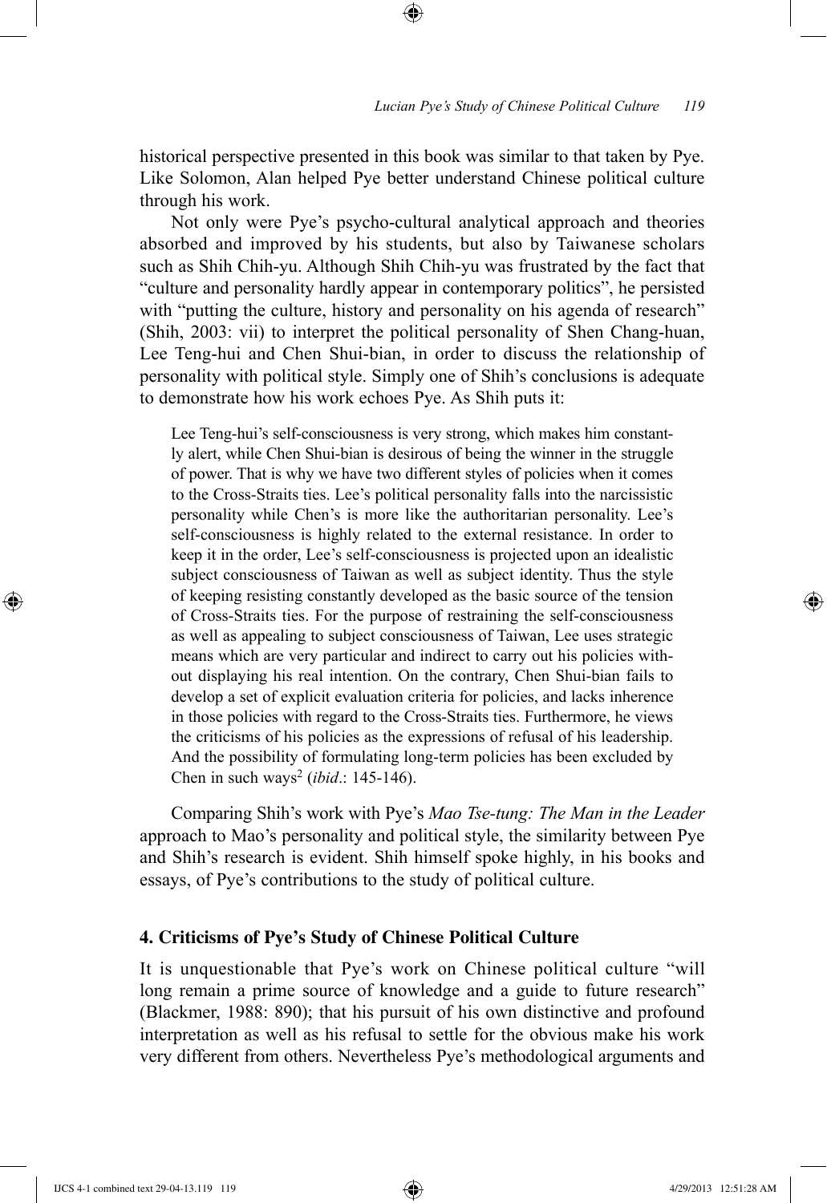historical perspective presented in this book was similar to that taken by Pye. Like Solomon, Alan helped Pye better understand Chinese political culture through his work.

Not only were Pye's psycho-cultural analytical approach and theories absorbed and improved by his students, but also by Taiwanese scholars such as Shih Chih-yu. Although Shih Chih-yu was frustrated by the fact that "culture and personality hardly appear in contemporary politics", he persisted with "putting the culture, history and personality on his agenda of research" (Shih, 2003: vii) to interpret the political personality of Shen Chang-huan, Lee Teng-hui and Chen Shui-bian, in order to discuss the relationship of personality with political style. Simply one of Shih's conclusions is adequate to demonstrate how his work echoes Pye. As Shih puts it:

> Lee Teng-hui's self-consciousness is very strong, which makes him constantly alert, while Chen Shui-bian is desirous of being the winner in the struggle of power. That is why we have two different styles of policies when it comes to the Cross-Straits ties. Lee's political personality falls into the narcissistic personality while Chen's is more like the authoritarian personality. Lee's self-consciousness is highly related to the external resistance. In order to keep it in the order, Lee's self-consciousness is projected upon an idealistic subject consciousness of Taiwan as well as subject identity. Thus the style of keeping resisting constantly developed as the basic source of the tension of Cross-Straits ties. For the purpose of restraining the self-consciousness as well as appealing to subject consciousness of Taiwan, Lee uses strategic means which are very particular and indirect to carry out his policies without displaying his real intention. On the contrary, Chen Shui-bian fails to develop a set of explicit evaluation criteria for policies, and lacks inherence in those policies with regard to the Cross-Straits ties. Furthermore, he views the criticisms of his policies as the expressions of refusal of his leadership. And the possibility of formulating long-term policies has been excluded by Chen in such ways[2] (*ibid*.: 145-146).

Comparing Shih's work with Pye's *Mao Tse-tung: The Man in the Leader* approach to Mao's personality and political style, the similarity between Pye and Shih's research is evident. Shih himself spoke highly, in his books and essays, of Pye's contributions to the study of political culture.

## 4. Criticisms of Pye's Study of Chinese Political Culture

It is unquestionable that Pye's work on Chinese political culture "will long remain a prime source of knowledge and a guide to future research" (Blackmer, 1988: 890); that his pursuit of his own distinctive and profound interpretation as well as his refusal to settle for the obvious make his work very different from others. Nevertheless Pye's methodological arguments and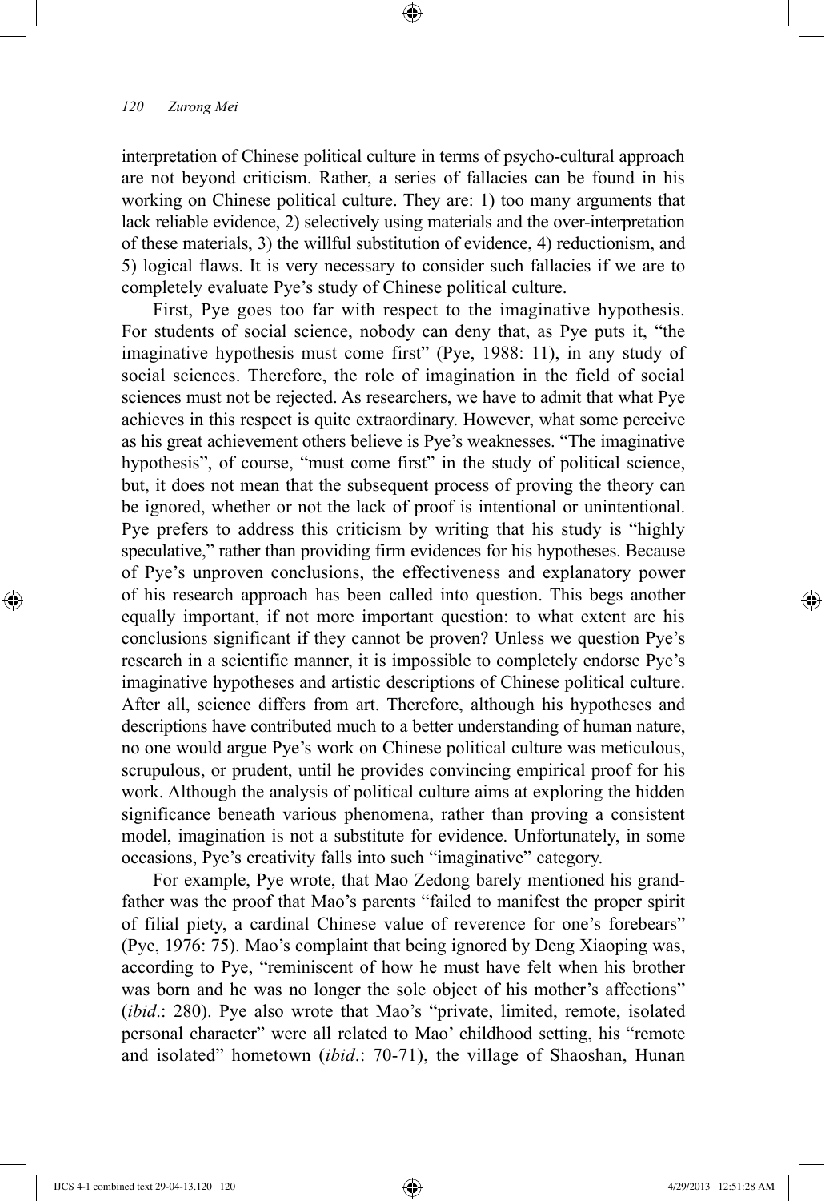interpretation of Chinese political culture in terms of psycho-cultural approach are not beyond criticism. Rather, a series of fallacies can be found in his working on Chinese political culture. They are: 1) too many arguments that lack reliable evidence, 2) selectively using materials and the over-interpretation of these materials, 3) the willful substitution of evidence, 4) reductionism, and 5) logical flaws. It is very necessary to consider such fallacies if we are to completely evaluate Pye's study of Chinese political culture.

First, Pye goes too far with respect to the imaginative hypothesis. For students of social science, nobody can deny that, as Pye puts it, "the imaginative hypothesis must come first" (Pye, 1988: 11), in any study of social sciences. Therefore, the role of imagination in the field of social sciences must not be rejected. As researchers, we have to admit that what Pye achieves in this respect is quite extraordinary. However, what some perceive as his great achievement others believe is Pye's weaknesses. "The imaginative hypothesis", of course, "must come first" in the study of political science, but, it does not mean that the subsequent process of proving the theory can be ignored, whether or not the lack of proof is intentional or unintentional. Pye prefers to address this criticism by writing that his study is "highly speculative," rather than providing firm evidences for his hypotheses. Because of Pye's unproven conclusions, the effectiveness and explanatory power of his research approach has been called into question. This begs another equally important, if not more important question: to what extent are his conclusions significant if they cannot be proven? Unless we question Pye's research in a scientific manner, it is impossible to completely endorse Pye's imaginative hypotheses and artistic descriptions of Chinese political culture. After all, science differs from art. Therefore, although his hypotheses and descriptions have contributed much to a better understanding of human nature, no one would argue Pye's work on Chinese political culture was meticulous, scrupulous, or prudent, until he provides convincing empirical proof for his work. Although the analysis of political culture aims at exploring the hidden significance beneath various phenomena, rather than proving a consistent model, imagination is not a substitute for evidence. Unfortunately, in some occasions, Pye's creativity falls into such "imaginative" category.

For example, Pye wrote, that Mao Zedong barely mentioned his grandfather was the proof that Mao's parents "failed to manifest the proper spirit of filial piety, a cardinal Chinese value of reverence for one's forebears" (Pye, 1976: 75). Mao's complaint that being ignored by Deng Xiaoping was, according to Pye, "reminiscent of how he must have felt when his brother was born and he was no longer the sole object of his mother's affections" (*ibid*.: 280). Pye also wrote that Mao's "private, limited, remote, isolated personal character" were all related to Mao' childhood setting, his "remote and isolated" hometown (*ibid*.: 70-71), the village of Shaoshan, Hunan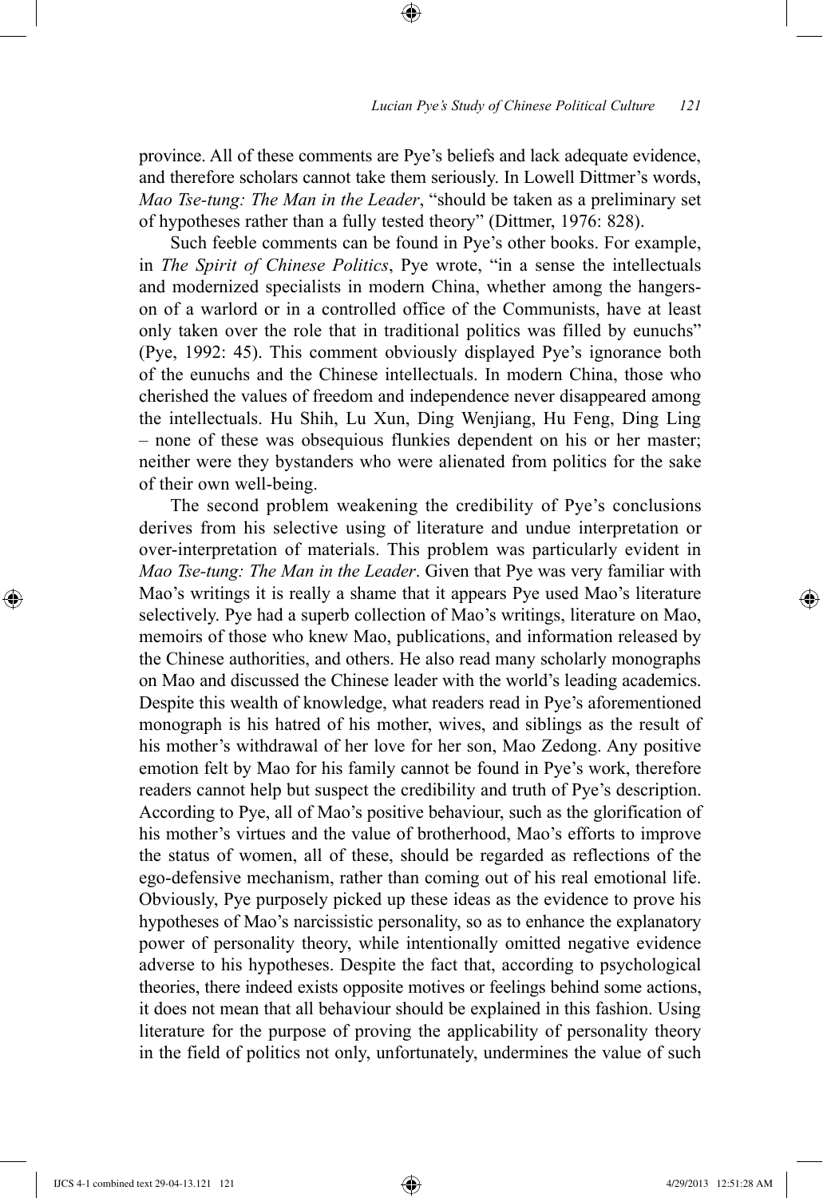province. All of these comments are Pye's beliefs and lack adequate evidence, and therefore scholars cannot take them seriously. In Lowell Dittmer's words, *Mao Tse-tung: The Man in the Leader*, "should be taken as a preliminary set of hypotheses rather than a fully tested theory" (Dittmer, 1976: 828).

Such feeble comments can be found in Pye's other books. For example, in *The Spirit of Chinese Politics*, Pye wrote, "in a sense the intellectuals and modernized specialists in modern China, whether among the hangers-on of a warlord or in a controlled office of the Communists, have at least only taken over the role that in traditional politics was filled by eunuchs" (Pye, 1992: 45). This comment obviously displayed Pye's ignorance both of the eunuchs and the Chinese intellectuals. In modern China, those who cherished the values of freedom and independence never disappeared among the intellectuals. Hu Shih, Lu Xun, Ding Wenjiang, Hu Feng, Ding Ling – none of these was obsequious flunkies dependent on his or her master; neither were they bystanders who were alienated from politics for the sake of their own well-being.

The second problem weakening the credibility of Pye's conclusions derives from his selective using of literature and undue interpretation or over-interpretation of materials. This problem was particularly evident in *Mao Tse-tung: The Man in the Leader*. Given that Pye was very familiar with Mao's writings it is really a shame that it appears Pye used Mao's literature selectively. Pye had a superb collection of Mao's writings, literature on Mao, memoirs of those who knew Mao, publications, and information released by the Chinese authorities, and others. He also read many scholarly monographs on Mao and discussed the Chinese leader with the world's leading academics. Despite this wealth of knowledge, what readers read in Pye's aforementioned monograph is his hatred of his mother, wives, and siblings as the result of his mother's withdrawal of her love for her son, Mao Zedong. Any positive emotion felt by Mao for his family cannot be found in Pye's work, therefore readers cannot help but suspect the credibility and truth of Pye's description. According to Pye, all of Mao's positive behaviour, such as the glorification of his mother's virtues and the value of brotherhood, Mao's efforts to improve the status of women, all of these, should be regarded as reflections of the ego-defensive mechanism, rather than coming out of his real emotional life. Obviously, Pye purposely picked up these ideas as the evidence to prove his hypotheses of Mao's narcissistic personality, so as to enhance the explanatory power of personality theory, while intentionally omitted negative evidence adverse to his hypotheses. Despite the fact that, according to psychological theories, there indeed exists opposite motives or feelings behind some actions, it does not mean that all behaviour should be explained in this fashion. Using literature for the purpose of proving the applicability of personality theory in the field of politics not only, unfortunately, undermines the value of such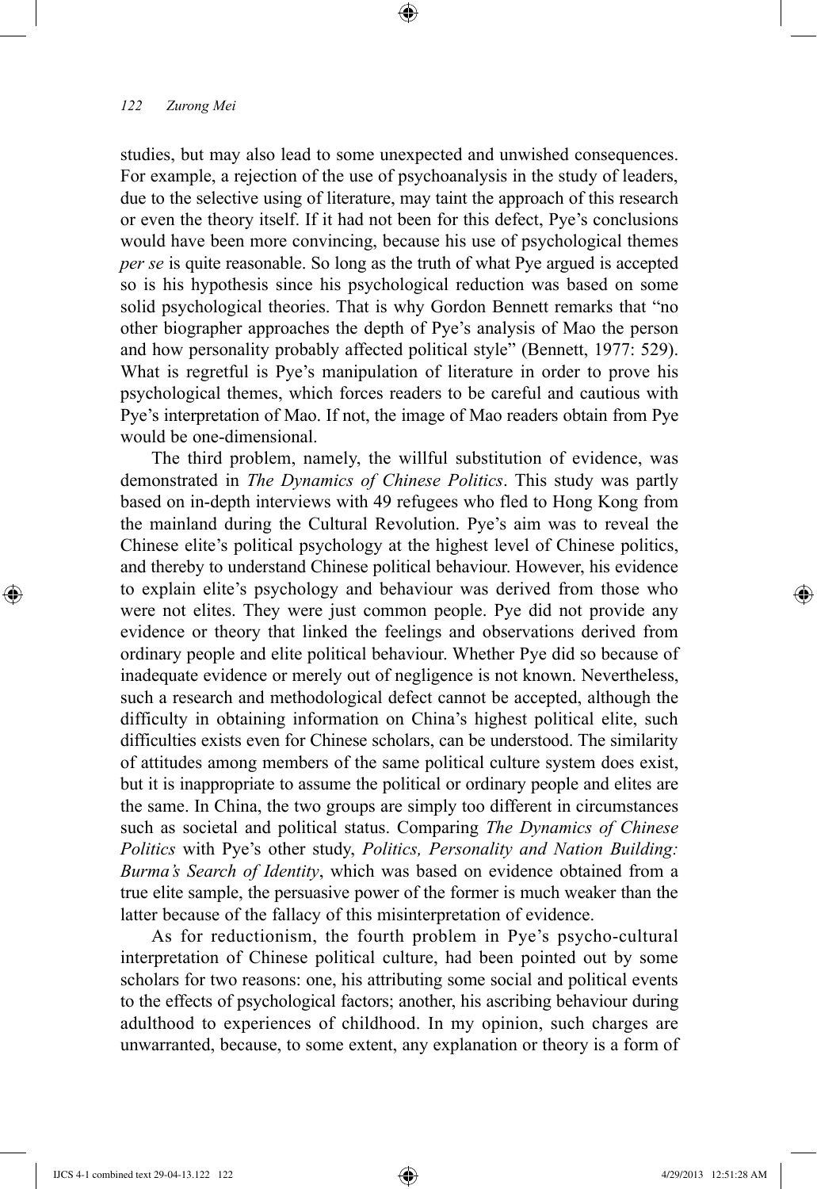studies, but may also lead to some unexpected and unwished consequences. For example, a rejection of the use of psychoanalysis in the study of leaders, due to the selective using of literature, may taint the approach of this research or even the theory itself. If it had not been for this defect, Pye's conclusions would have been more convincing, because his use of psychological themes *per se* is quite reasonable. So long as the truth of what Pye argued is accepted so is his hypothesis since his psychological reduction was based on some solid psychological theories. That is why Gordon Bennett remarks that "no other biographer approaches the depth of Pye's analysis of Mao the person and how personality probably affected political style" (Bennett, 1977: 529). What is regretful is Pye's manipulation of literature in order to prove his psychological themes, which forces readers to be careful and cautious with Pye's interpretation of Mao. If not, the image of Mao readers obtain from Pye would be one-dimensional.

The third problem, namely, the willful substitution of evidence, was demonstrated in *The Dynamics of Chinese Politics*. This study was partly based on in-depth interviews with 49 refugees who fled to Hong Kong from the mainland during the Cultural Revolution. Pye's aim was to reveal the Chinese elite's political psychology at the highest level of Chinese politics, and thereby to understand Chinese political behaviour. However, his evidence to explain elite's psychology and behaviour was derived from those who were not elites. They were just common people. Pye did not provide any evidence or theory that linked the feelings and observations derived from ordinary people and elite political behaviour. Whether Pye did so because of inadequate evidence or merely out of negligence is not known. Nevertheless, such a research and methodological defect cannot be accepted, although the difficulty in obtaining information on China's highest political elite, such difficulties exists even for Chinese scholars, can be understood. The similarity of attitudes among members of the same political culture system does exist, but it is inappropriate to assume the political or ordinary people and elites are the same. In China, the two groups are simply too different in circumstances such as societal and political status. Comparing *The Dynamics of Chinese Politics* with Pye's other study, *Politics, Personality and Nation Building: Burma's Search of Identity*, which was based on evidence obtained from a true elite sample, the persuasive power of the former is much weaker than the latter because of the fallacy of this misinterpretation of evidence.

As for reductionism, the fourth problem in Pye's psycho-cultural interpretation of Chinese political culture, had been pointed out by some scholars for two reasons: one, his attributing some social and political events to the effects of psychological factors; another, his ascribing behaviour during adulthood to experiences of childhood. In my opinion, such charges are unwarranted, because, to some extent, any explanation or theory is a form of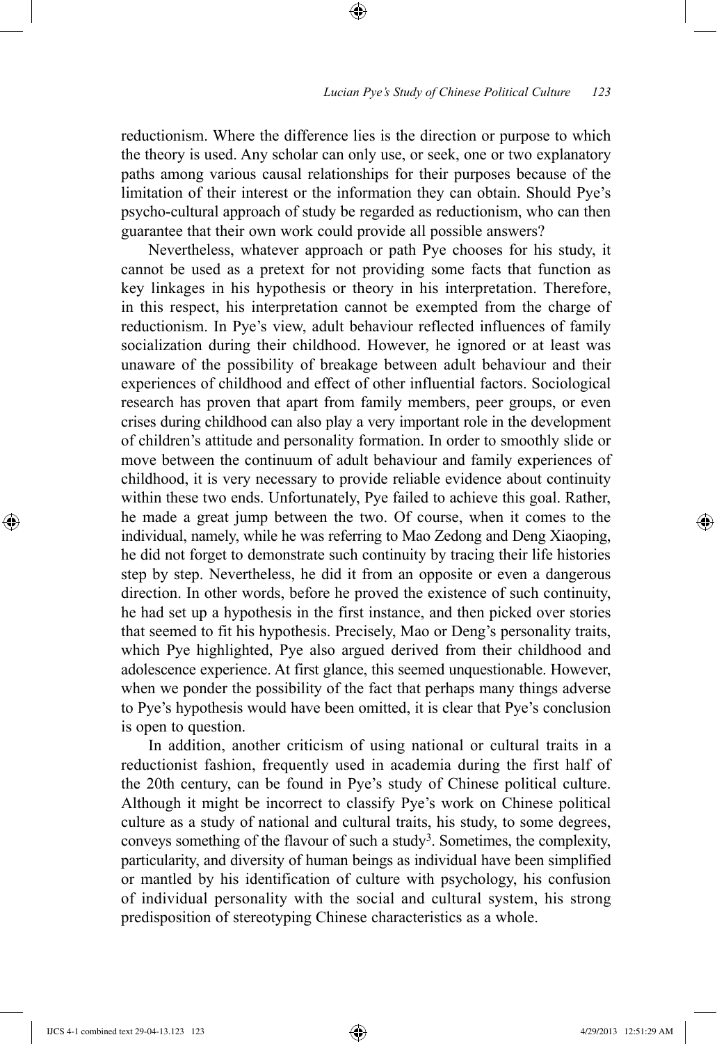reductionism. Where the difference lies is the direction or purpose to which the theory is used. Any scholar can only use, or seek, one or two explanatory paths among various causal relationships for their purposes because of the limitation of their interest or the information they can obtain. Should Pye's psycho-cultural approach of study be regarded as reductionism, who can then guarantee that their own work could provide all possible answers?

Nevertheless, whatever approach or path Pye chooses for his study, it cannot be used as a pretext for not providing some facts that function as key linkages in his hypothesis or theory in his interpretation. Therefore, in this respect, his interpretation cannot be exempted from the charge of reductionism. In Pye's view, adult behaviour reflected influences of family socialization during their childhood. However, he ignored or at least was unaware of the possibility of breakage between adult behaviour and their experiences of childhood and effect of other influential factors. Sociological research has proven that apart from family members, peer groups, or even crises during childhood can also play a very important role in the development of children's attitude and personality formation. In order to smoothly slide or move between the continuum of adult behaviour and family experiences of childhood, it is very necessary to provide reliable evidence about continuity within these two ends. Unfortunately, Pye failed to achieve this goal. Rather, he made a great jump between the two. Of course, when it comes to the individual, namely, while he was referring to Mao Zedong and Deng Xiaoping, he did not forget to demonstrate such continuity by tracing their life histories step by step. Nevertheless, he did it from an opposite or even a dangerous direction. In other words, before he proved the existence of such continuity, he had set up a hypothesis in the first instance, and then picked over stories that seemed to fit his hypothesis. Precisely, Mao or Deng's personality traits, which Pye highlighted, Pye also argued derived from their childhood and adolescence experience. At first glance, this seemed unquestionable. However, when we ponder the possibility of the fact that perhaps many things adverse to Pye's hypothesis would have been omitted, it is clear that Pye's conclusion is open to question.

In addition, another criticism of using national or cultural traits in a reductionist fashion, frequently used in academia during the first half of the 20th century, can be found in Pye's study of Chinese political culture. Although it might be incorrect to classify Pye's work on Chinese political culture as a study of national and cultural traits, his study, to some degrees, conveys something of the flavour of such a study[3]. Sometimes, the complexity, particularity, and diversity of human beings as individual have been simplified or mantled by his identification of culture with psychology, his confusion of individual personality with the social and cultural system, his strong predisposition of stereotyping Chinese characteristics as a whole.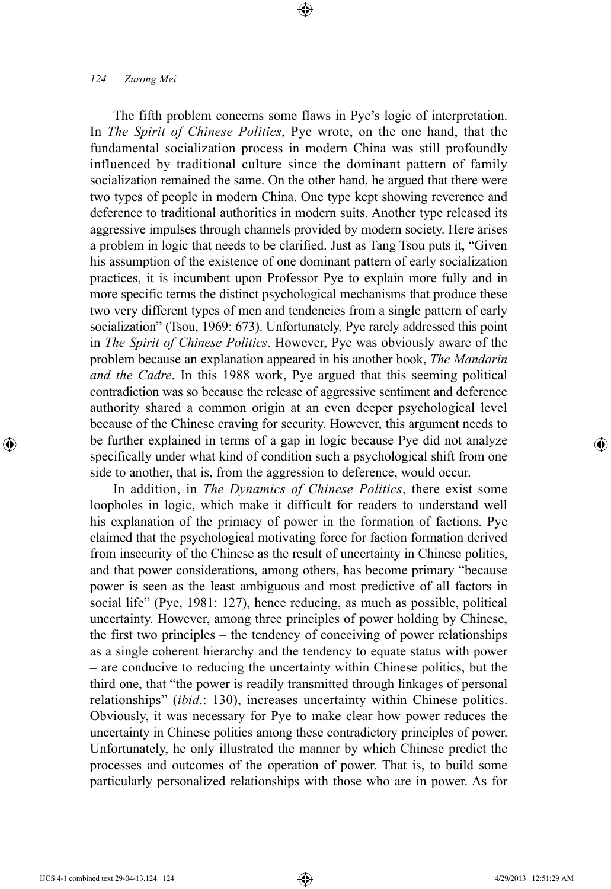The fifth problem concerns some flaws in Pye's logic of interpretation. In *The Spirit of Chinese Politics*, Pye wrote, on the one hand, that the fundamental socialization process in modern China was still profoundly influenced by traditional culture since the dominant pattern of family socialization remained the same. On the other hand, he argued that there were two types of people in modern China. One type kept showing reverence and deference to traditional authorities in modern suits. Another type released its aggressive impulses through channels provided by modern society. Here arises a problem in logic that needs to be clarified. Just as Tang Tsou puts it, "Given his assumption of the existence of one dominant pattern of early socialization practices, it is incumbent upon Professor Pye to explain more fully and in more specific terms the distinct psychological mechanisms that produce these two very different types of men and tendencies from a single pattern of early socialization" (Tsou, 1969: 673). Unfortunately, Pye rarely addressed this point in *The Spirit of Chinese Politics*. However, Pye was obviously aware of the problem because an explanation appeared in his another book, *The Mandarin and the Cadre*. In this 1988 work, Pye argued that this seeming political contradiction was so because the release of aggressive sentiment and deference authority shared a common origin at an even deeper psychological level because of the Chinese craving for security. However, this argument needs to be further explained in terms of a gap in logic because Pye did not analyze specifically under what kind of condition such a psychological shift from one side to another, that is, from the aggression to deference, would occur.

In addition, in *The Dynamics of Chinese Politics*, there exist some loopholes in logic, which make it difficult for readers to understand well his explanation of the primacy of power in the formation of factions. Pye claimed that the psychological motivating force for faction formation derived from insecurity of the Chinese as the result of uncertainty in Chinese politics, and that power considerations, among others, has become primary "because power is seen as the least ambiguous and most predictive of all factors in social life" (Pye, 1981: 127), hence reducing, as much as possible, political uncertainty. However, among three principles of power holding by Chinese, the first two principles – the tendency of conceiving of power relationships as a single coherent hierarchy and the tendency to equate status with power – are conducive to reducing the uncertainty within Chinese politics, but the third one, that "the power is readily transmitted through linkages of personal relationships" (*ibid*.: 130), increases uncertainty within Chinese politics. Obviously, it was necessary for Pye to make clear how power reduces the uncertainty in Chinese politics among these contradictory principles of power. Unfortunately, he only illustrated the manner by which Chinese predict the processes and outcomes of the operation of power. That is, to build some particularly personalized relationships with those who are in power. As for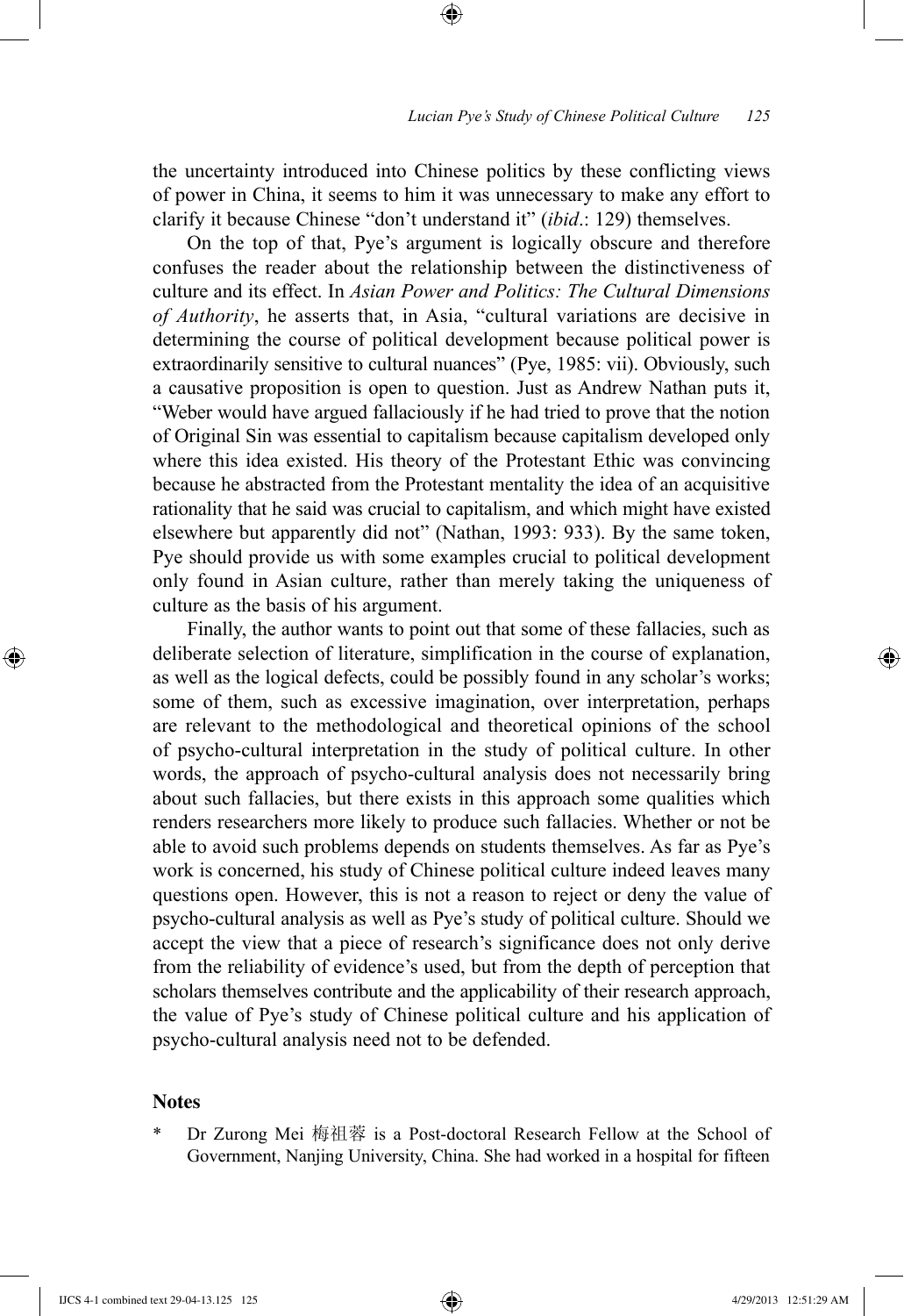the uncertainty introduced into Chinese politics by these conflicting views of power in China, it seems to him it was unnecessary to make any effort to clarify it because Chinese "don't understand it" (*ibid*.: 129) themselves.

On the top of that, Pye's argument is logically obscure and therefore confuses the reader about the relationship between the distinctiveness of culture and its effect. In *Asian Power and Politics: The Cultural Dimensions of Authority*, he asserts that, in Asia, "cultural variations are decisive in determining the course of political development because political power is extraordinarily sensitive to cultural nuances" (Pye, 1985: vii). Obviously, such a causative proposition is open to question. Just as Andrew Nathan puts it, "Weber would have argued fallaciously if he had tried to prove that the notion of Original Sin was essential to capitalism because capitalism developed only where this idea existed. His theory of the Protestant Ethic was convincing because he abstracted from the Protestant mentality the idea of an acquisitive rationality that he said was crucial to capitalism, and which might have existed elsewhere but apparently did not" (Nathan, 1993: 933). By the same token, Pye should provide us with some examples crucial to political development only found in Asian culture, rather than merely taking the uniqueness of culture as the basis of his argument.

Finally, the author wants to point out that some of these fallacies, such as deliberate selection of literature, simplification in the course of explanation, as well as the logical defects, could be possibly found in any scholar's works; some of them, such as excessive imagination, over interpretation, perhaps are relevant to the methodological and theoretical opinions of the school of psycho-cultural interpretation in the study of political culture. In other words, the approach of psycho-cultural analysis does not necessarily bring about such fallacies, but there exists in this approach some qualities which renders researchers more likely to produce such fallacies. Whether or not be able to avoid such problems depends on students themselves. As far as Pye's work is concerned, his study of Chinese political culture indeed leaves many questions open. However, this is not a reason to reject or deny the value of psycho-cultural analysis as well as Pye's study of political culture. Should we accept the view that a piece of research's significance does not only derive from the reliability of evidence's used, but from the depth of perception that scholars themselves contribute and the applicability of their research approach, the value of Pye's study of Chinese political culture and his application of psycho-cultural analysis need not to be defended.

## Notes

\* Dr Zurong Mei 梅祖蓉 is a Post-doctoral Research Fellow at the School of Government, Nanjing University, China. She had worked in a hospital for fifteen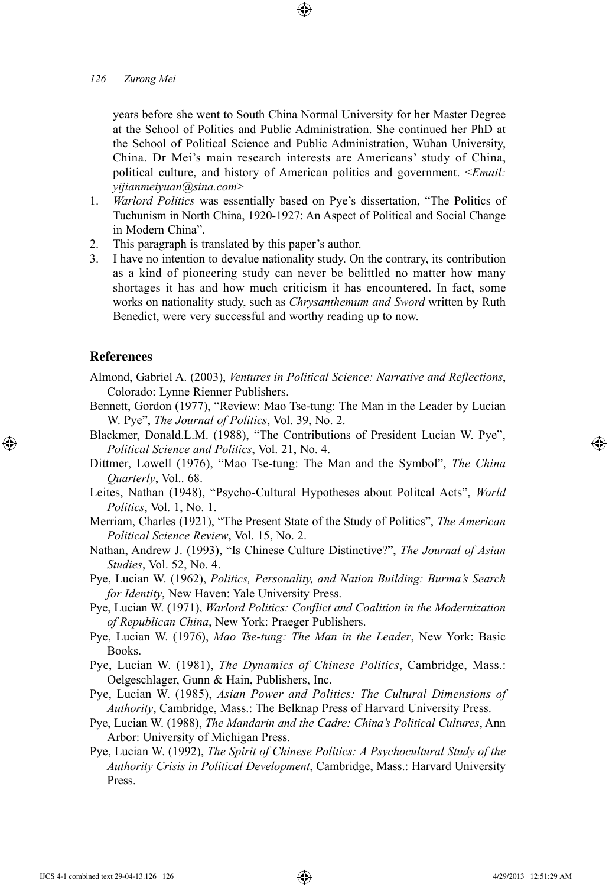years before she went to South China Normal University for her Master Degree at the School of Politics and Public Administration. She continued her PhD at the School of Political Science and Public Administration, Wuhan University, China. Dr Mei's main research interests are Americans' study of China, political culture, and history of American politics and government. <*Email: yijianmeiyuan@sina.com*>

1. *Warlord Politics* was essentially based on Pye's dissertation, "The Politics of Tuchunism in North China, 1920-1927: An Aspect of Political and Social Change in Modern China".
2. This paragraph is translated by this paper's author.
3. I have no intention to devalue nationality study. On the contrary, its contribution as a kind of pioneering study can never be belittled no matter how many shortages it has and how much criticism it has encountered. In fact, some works on nationality study, such as *Chrysanthemum and Sword* written by Ruth Benedict, were very successful and worthy reading up to now.

## References

Almond, Gabriel A. (2003), *Ventures in Political Science: Narrative and Reflections*, Colorado: Lynne Rienner Publishers.

Bennett, Gordon (1977), "Review: Mao Tse-tung: The Man in the Leader by Lucian W. Pye", *The Journal of Politics*, Vol. 39, No. 2.

Blackmer, Donald.L.M. (1988), "The Contributions of President Lucian W. Pye", *Political Science and Politics*, Vol. 21, No. 4.

Dittmer, Lowell (1976), "Mao Tse-tung: The Man and the Symbol", *The China Quarterly*, Vol.. 68.

Leites, Nathan (1948), "Psycho-Cultural Hypotheses about Politcal Acts", *World Politics*, Vol. 1, No. 1.

Merriam, Charles (1921), "The Present State of the Study of Politics", *The American Political Science Review*, Vol. 15, No. 2.

Nathan, Andrew J. (1993), "Is Chinese Culture Distinctive?", *The Journal of Asian Studies*, Vol. 52, No. 4.

Pye, Lucian W. (1962), *Politics, Personality, and Nation Building: Burma's Search for Identity*, New Haven: Yale University Press.

Pye, Lucian W. (1971), *Warlord Politics: Conflict and Coalition in the Modernization of Republican China*, New York: Praeger Publishers.

Pye, Lucian W. (1976), *Mao Tse-tung: The Man in the Leader*, New York: Basic Books.

Pye, Lucian W. (1981), *The Dynamics of Chinese Politics*, Cambridge, Mass.: Oelgeschlager, Gunn & Hain, Publishers, Inc.

Pye, Lucian W. (1985), *Asian Power and Politics: The Cultural Dimensions of Authority*, Cambridge, Mass.: The Belknap Press of Harvard University Press.

Pye, Lucian W. (1988), *The Mandarin and the Cadre: China's Political Cultures*, Ann Arbor: University of Michigan Press.

Pye, Lucian W. (1992), *The Spirit of Chinese Politics: A Psychocultural Study of the Authority Crisis in Political Development*, Cambridge, Mass.: Harvard University Press.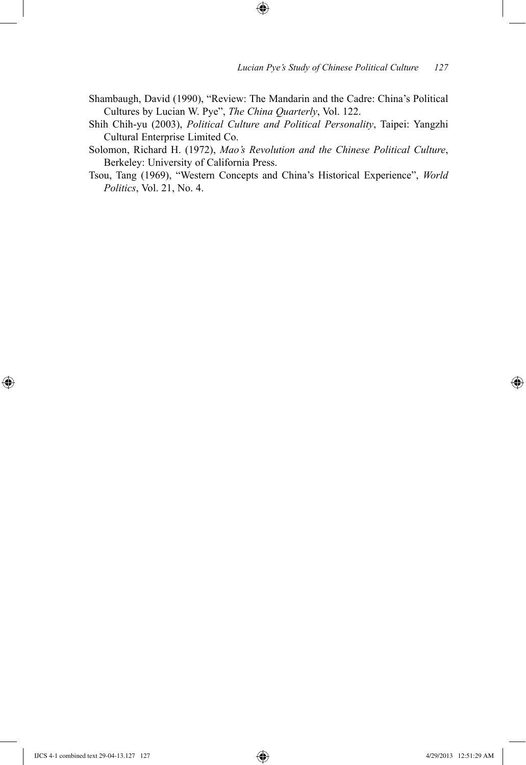Shambaugh, David (1990), "Review: The Mandarin and the Cadre: China's Political Cultures by Lucian W. Pye", *The China Quarterly*, Vol. 122.

Shih Chih-yu (2003), *Political Culture and Political Personality*, Taipei: Yangzhi Cultural Enterprise Limited Co.

Solomon, Richard H. (1972), *Mao's Revolution and the Chinese Political Culture*, Berkeley: University of California Press.

Tsou, Tang (1969), "Western Concepts and China's Historical Experience", *World Politics*, Vol. 21, No. 4.